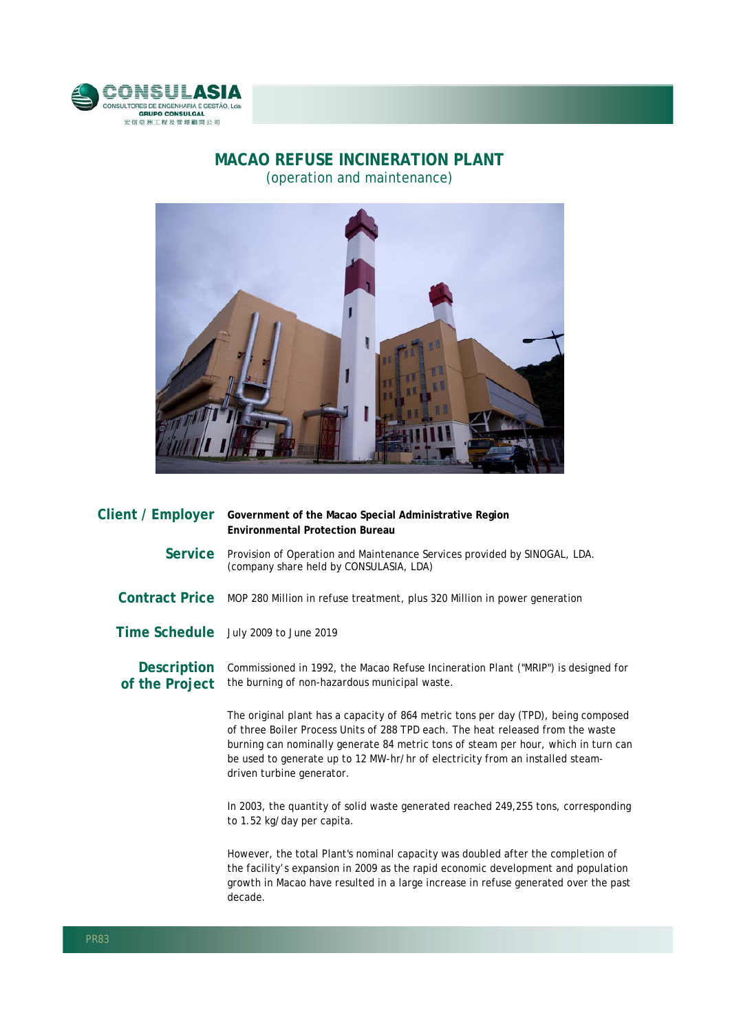# MACAO REFUSE INCINERATION PLANT

(operation and maintenance)

**Client / Employer** **Government of the Macao Special Administrative Region**
**Environmental Protection Bureau**

**Service** Provision of Operation and Maintenance Services provided by SINOGAL, LDA. (company share held by CONSULASIA, LDA)

**Contract Price** MOP 280 Million in refuse treatment, plus 320 Million in power generation

**Time Schedule** July 2009 to June 2019

**Description of the Project** Commissioned in 1992, the Macao Refuse Incineration Plant ("MRIP") is designed for the burning of non-hazardous municipal waste.

The original plant has a capacity of 864 metric tons per day (TPD), being composed of three Boiler Process Units of 288 TPD each. The heat released from the waste burning can nominally generate 84 metric tons of steam per hour, which in turn can be used to generate up to 12 MW-hr/hr of electricity from an installed steam-driven turbine generator.

In 2003, the quantity of solid waste generated reached 249,255 tons, corresponding to 1.52 kg/day per capita.

However, the total Plant's nominal capacity was doubled after the completion of the facility's expansion in 2009 as the rapid economic development and population growth in Macao have resulted in a large increase in refuse generated over the past decade.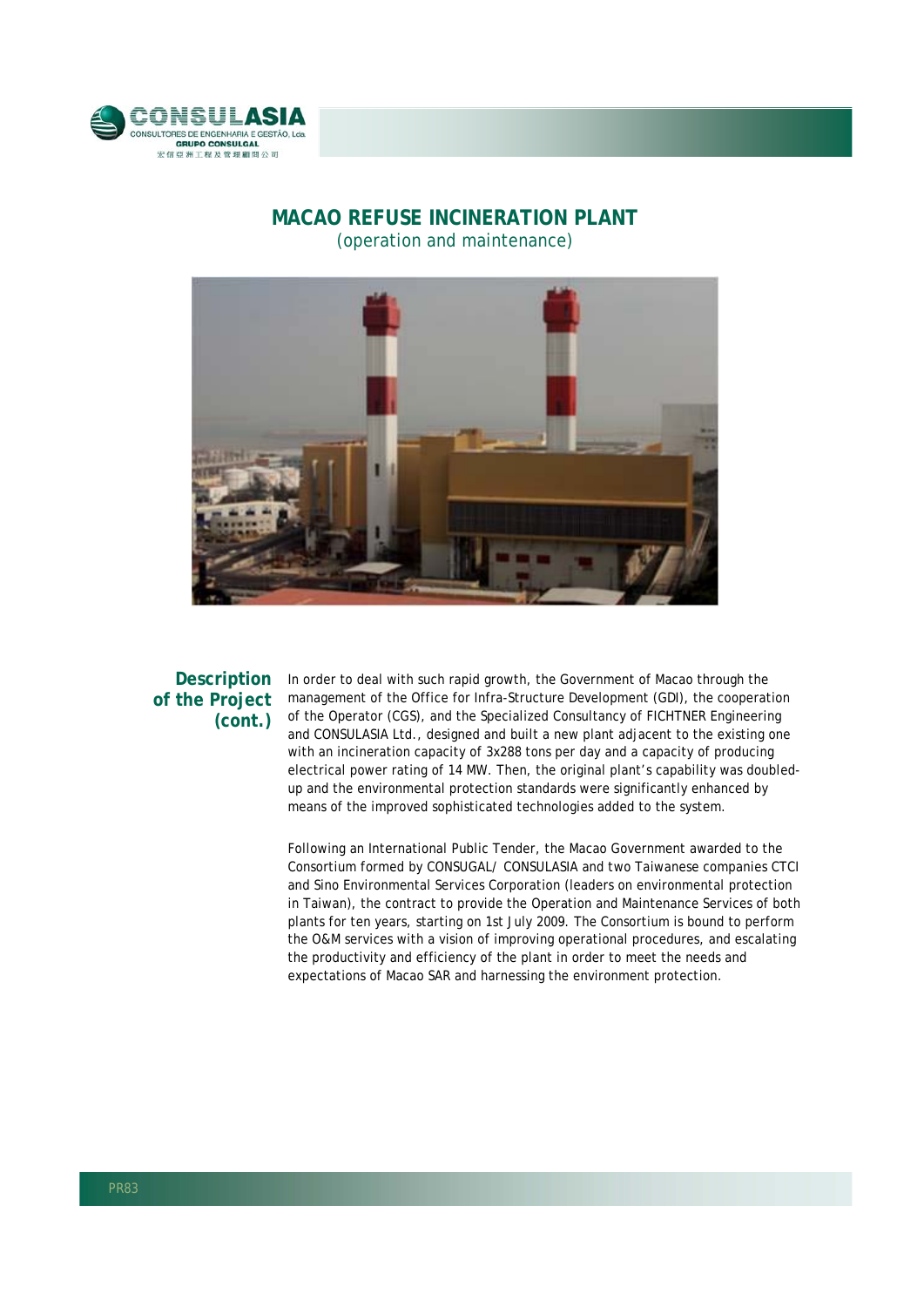# MACAO REFUSE INCINERATION PLANT

(operation and maintenance)

## Description of the Project (cont.)

In order to deal with such rapid growth, the Government of Macao through the management of the Office for Infra-Structure Development (GDI), the cooperation of the Operator (CGS), and the Specialized Consultancy of FICHTNER Engineering and CONSULASIA Ltd., designed and built a new plant adjacent to the existing one with an incineration capacity of 3x288 tons per day and a capacity of producing electrical power rating of 14 MW. Then, the original plant's capability was doubled-up and the environmental protection standards were significantly enhanced by means of the improved sophisticated technologies added to the system.

Following an International Public Tender, the Macao Government awarded to the Consortium formed by CONSUGAL/ CONSULASIA and two Taiwanese companies CTCI and Sino Environmental Services Corporation (leaders on environmental protection in Taiwan), the contract to provide the Operation and Maintenance Services of both plants for ten years, starting on 1st July 2009. The Consortium is bound to perform the O&M services with a vision of improving operational procedures, and escalating the productivity and efficiency of the plant in order to meet the needs and expectations of Macao SAR and harnessing the environment protection.